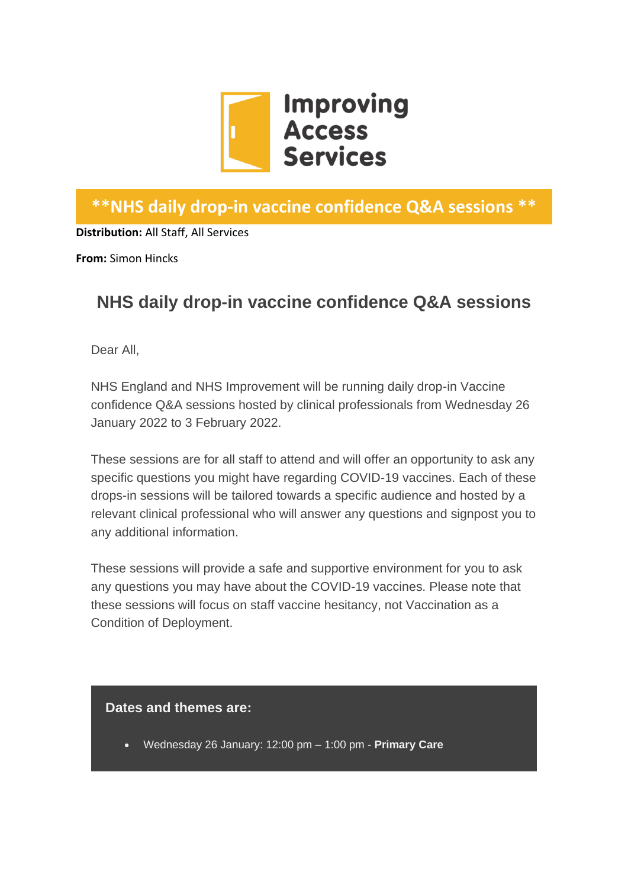Improving Access Services

**\*\*NHS daily drop-in vaccine confidence Q&A sessions \*\***

**Distribution:** All Staff, All Services

**From:** Simon Hincks

## NHS daily drop-in vaccine confidence Q&A sessions

Dear All,

NHS England and NHS Improvement will be running daily drop-in Vaccine confidence Q&A sessions hosted by clinical professionals from Wednesday 26 January 2022 to 3 February 2022.

These sessions are for all staff to attend and will offer an opportunity to ask any specific questions you might have regarding COVID-19 vaccines. Each of these drops-in sessions will be tailored towards a specific audience and hosted by a relevant clinical professional who will answer any questions and signpost you to any additional information.

These sessions will provide a safe and supportive environment for you to ask any questions you may have about the COVID-19 vaccines. Please note that these sessions will focus on staff vaccine hesitancy, not Vaccination as a Condition of Deployment.

**Dates and themes are:**

- Wednesday 26 January: 12:00 pm – 1:00 pm - **Primary Care**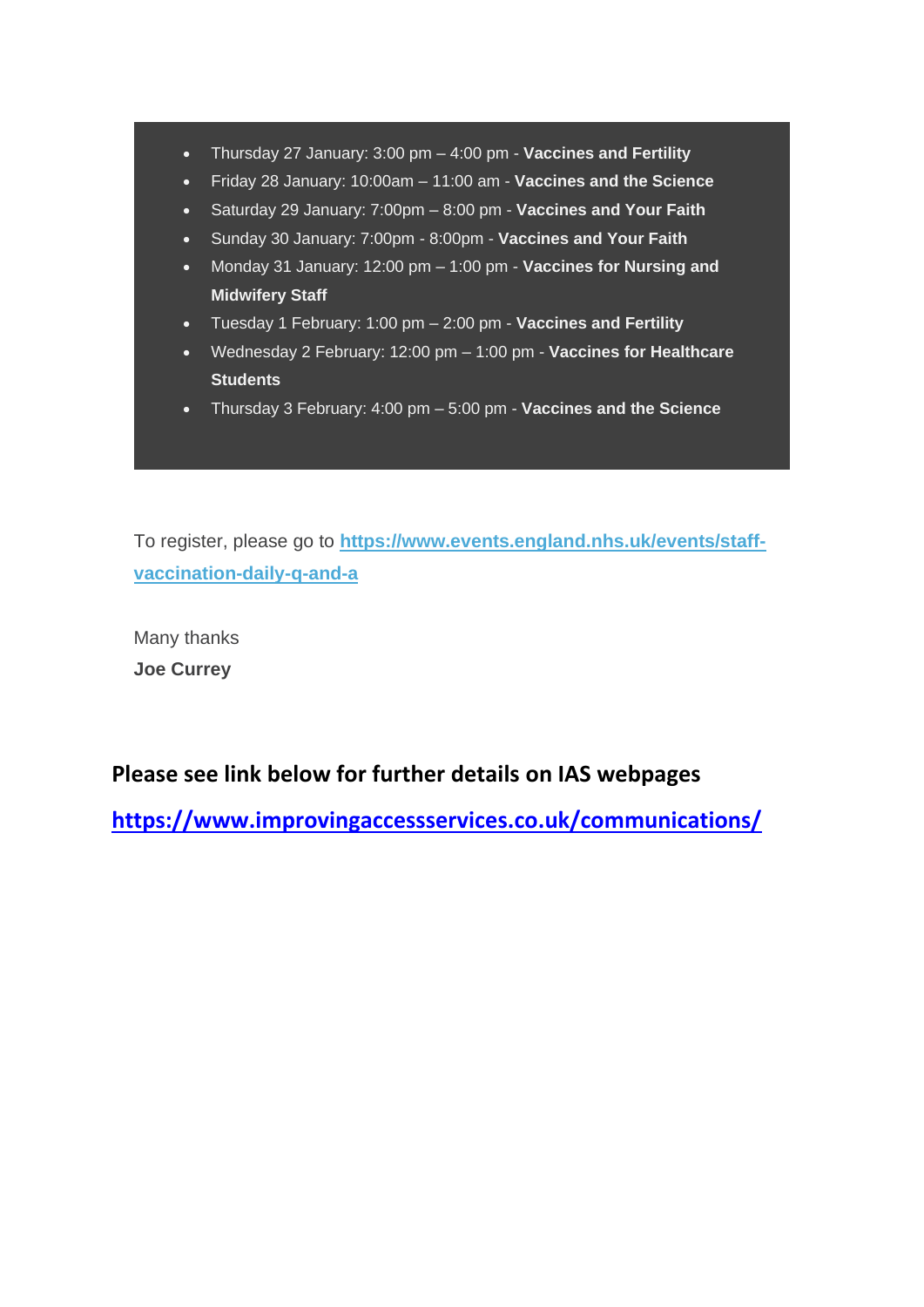- Thursday 27 January: 3:00 pm – 4:00 pm - **Vaccines and Fertility**
- Friday 28 January: 10:00am – 11:00 am - **Vaccines and the Science**
- Saturday 29 January: 7:00pm – 8:00 pm - **Vaccines and Your Faith**
- Sunday 30 January: 7:00pm - 8:00pm - **Vaccines and Your Faith**
- Monday 31 January: 12:00 pm – 1:00 pm - **Vaccines for Nursing and Midwifery Staff**
- Tuesday 1 February: 1:00 pm – 2:00 pm - **Vaccines and Fertility**
- Wednesday 2 February: 12:00 pm – 1:00 pm - **Vaccines for Healthcare Students**
- Thursday 3 February: 4:00 pm – 5:00 pm - **Vaccines and the Science**

To register, please go to **https://www.events.england.nhs.uk/events/staff-vaccination-daily-q-and-a**

Many thanks
**Joe Currey**

**Please see link below for further details on IAS webpages**

**https://www.improvingaccessservices.co.uk/communications/**